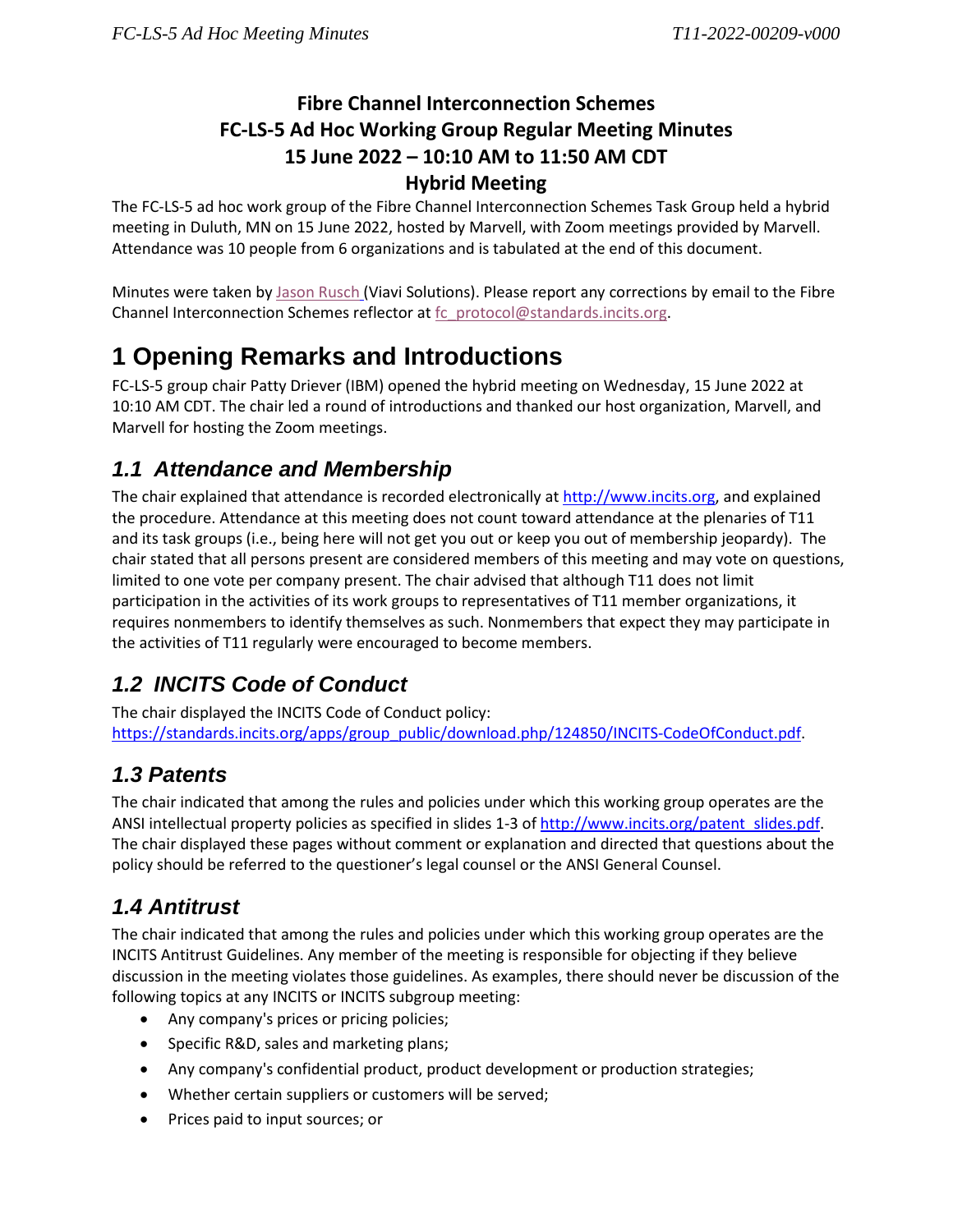# Fibre Channel Interconnection Schemes FC-LS-5 Ad Hoc Working Group Regular Meeting Minutes 15 June 2022 – 10:10 AM to 11:50 AM CDT Hybrid Meeting

The FC-LS-5 ad hoc work group of the Fibre Channel Interconnection Schemes Task Group held a hybrid meeting in Duluth, MN on 15 June 2022, hosted by Marvell, with Zoom meetings provided by Marvell. Attendance was 10 people from 6 organizations and is tabulated at the end of this document.

Minutes were taken by Jason Rusch (Viavi Solutions). Please report any corrections by email to the Fibre Channel Interconnection Schemes reflector at fc_protocol@standards.incits.org.

# 1 Opening Remarks and Introductions

FC-LS-5 group chair Patty Driever (IBM) opened the hybrid meeting on Wednesday, 15 June 2022 at 10:10 AM CDT. The chair led a round of introductions and thanked our host organization, Marvell, and Marvell for hosting the Zoom meetings.

## *1.1 Attendance and Membership*

The chair explained that attendance is recorded electronically at http://www.incits.org, and explained the procedure. Attendance at this meeting does not count toward attendance at the plenaries of T11 and its task groups (i.e., being here will not get you out or keep you out of membership jeopardy). The chair stated that all persons present are considered members of this meeting and may vote on questions, limited to one vote per company present. The chair advised that although T11 does not limit participation in the activities of its work groups to representatives of T11 member organizations, it requires nonmembers to identify themselves as such. Nonmembers that expect they may participate in the activities of T11 regularly were encouraged to become members.

## *1.2 INCITS Code of Conduct*

The chair displayed the INCITS Code of Conduct policy: https://standards.incits.org/apps/group_public/download.php/124850/INCITS-CodeOfConduct.pdf.

## *1.3 Patents*

The chair indicated that among the rules and policies under which this working group operates are the ANSI intellectual property policies as specified in slides 1-3 of http://www.incits.org/patent_slides.pdf. The chair displayed these pages without comment or explanation and directed that questions about the policy should be referred to the questioner's legal counsel or the ANSI General Counsel.

## *1.4 Antitrust*

The chair indicated that among the rules and policies under which this working group operates are the INCITS Antitrust Guidelines. Any member of the meeting is responsible for objecting if they believe discussion in the meeting violates those guidelines. As examples, there should never be discussion of the following topics at any INCITS or INCITS subgroup meeting:

- Any company's prices or pricing policies;
- Specific R&D, sales and marketing plans;
- Any company's confidential product, product development or production strategies;
- Whether certain suppliers or customers will be served;
- Prices paid to input sources; or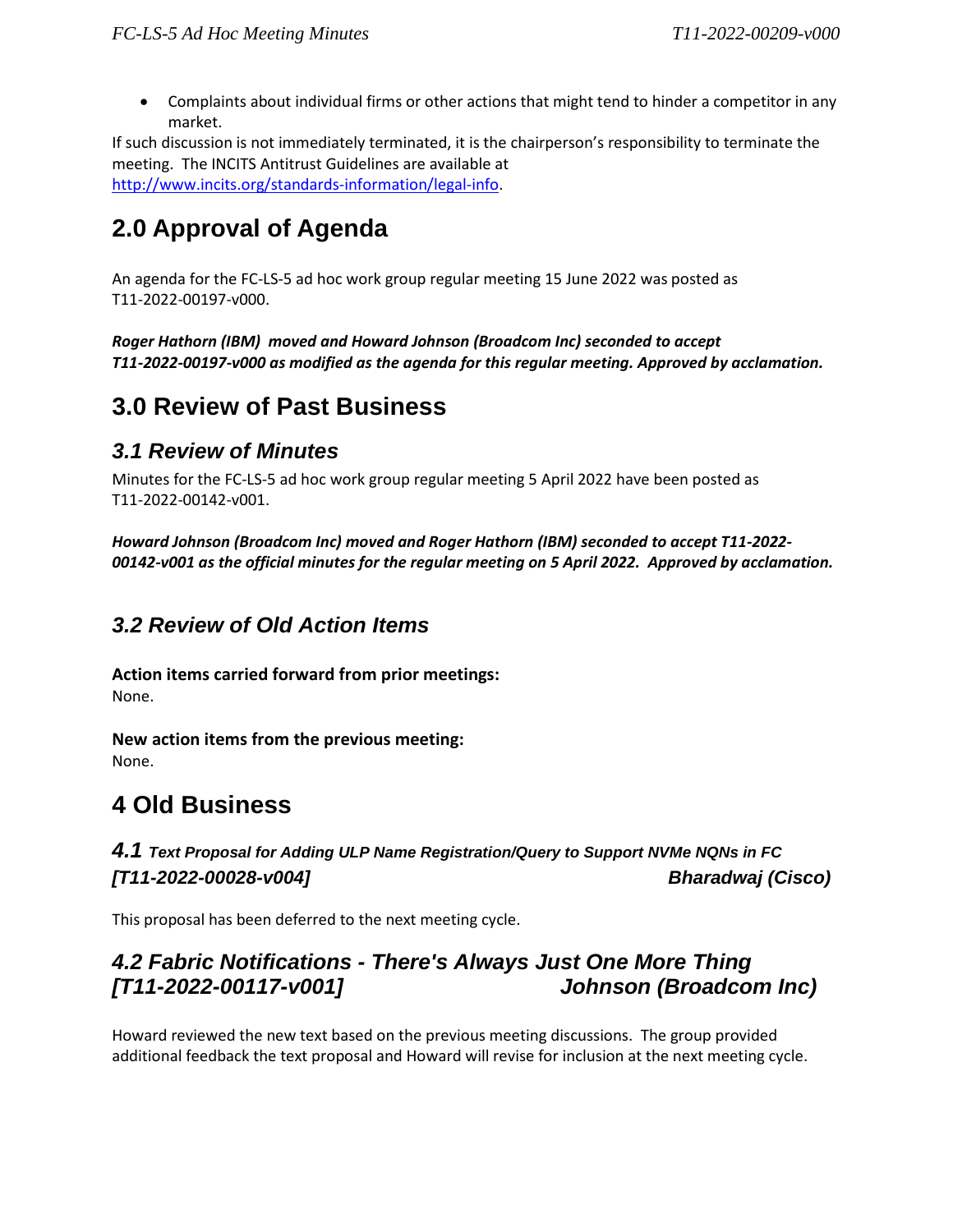- Complaints about individual firms or other actions that might tend to hinder a competitor in any market.

If such discussion is not immediately terminated, it is the chairperson's responsibility to terminate the meeting. The INCITS Antitrust Guidelines are available at http://www.incits.org/standards-information/legal-info.

# 2.0 Approval of Agenda

An agenda for the FC-LS-5 ad hoc work group regular meeting 15 June 2022 was posted as T11-2022-00197-v000.

***Roger Hathorn (IBM) moved and Howard Johnson (Broadcom Inc) seconded to accept T11-2022-00197-v000 as modified as the agenda for this regular meeting. Approved by acclamation.***

# 3.0 Review of Past Business

## *3.1 Review of Minutes*

Minutes for the FC-LS-5 ad hoc work group regular meeting 5 April 2022 have been posted as T11-2022-00142-v001.

***Howard Johnson (Broadcom Inc) moved and Roger Hathorn (IBM) seconded to accept T11-2022-00142-v001 as the official minutes for the regular meeting on 5 April 2022. Approved by acclamation.***

## *3.2 Review of Old Action Items*

**Action items carried forward from prior meetings:**
None.

**New action items from the previous meeting:**
None.

# 4 Old Business

## *4.1 Text Proposal for Adding ULP Name Registration/Query to Support NVMe NQNs in FC [T11-2022-00028-v004] Bharadwaj (Cisco)*

This proposal has been deferred to the next meeting cycle.

## *4.2 Fabric Notifications - There's Always Just One More Thing [T11-2022-00117-v001] Johnson (Broadcom Inc)*

Howard reviewed the new text based on the previous meeting discussions. The group provided additional feedback the text proposal and Howard will revise for inclusion at the next meeting cycle.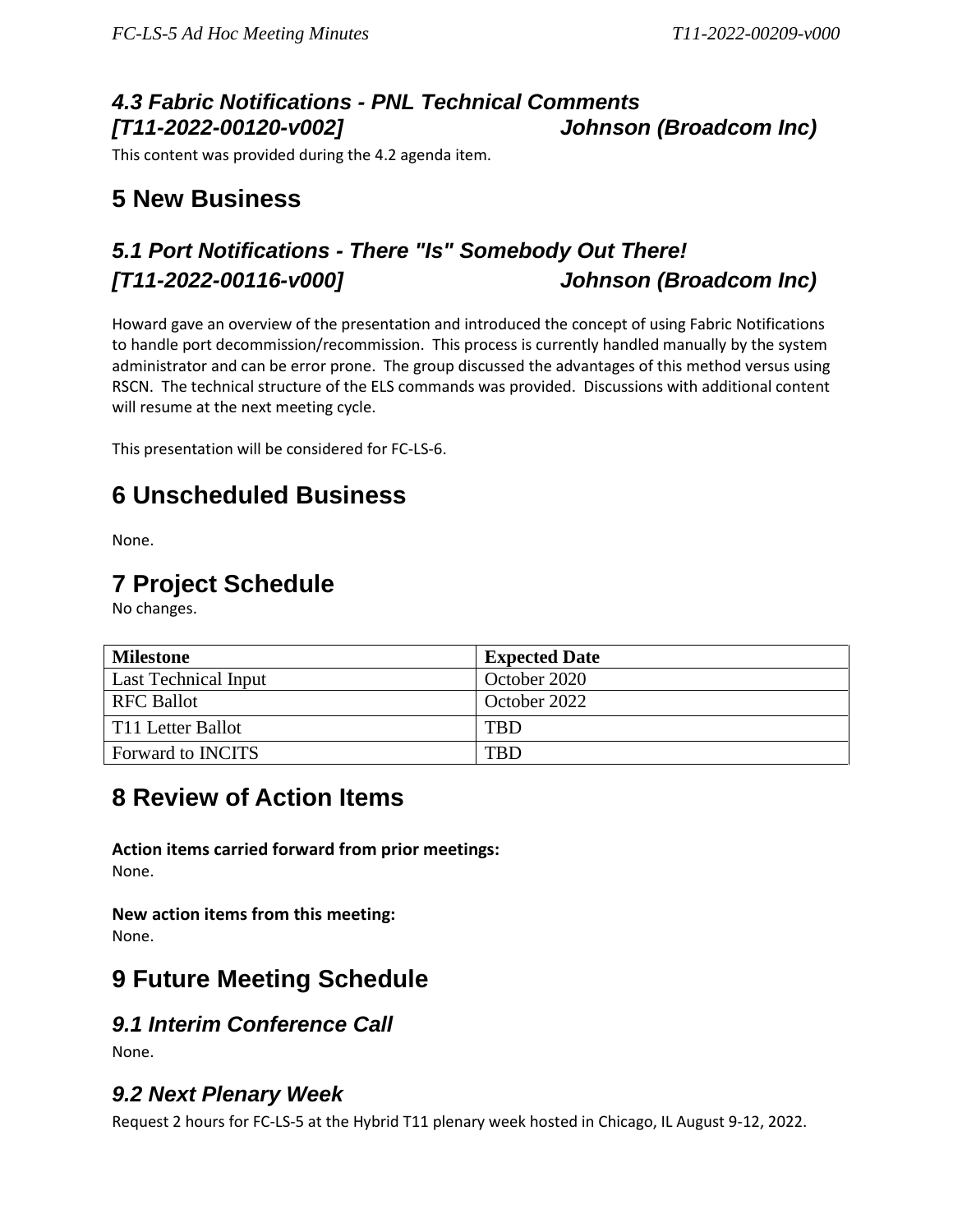### *4.3 Fabric Notifications - PNL Technical Comments [T11-2022-00120-v002] Johnson (Broadcom Inc)*

This content was provided during the 4.2 agenda item.

## 5 New Business

### *5.1 Port Notifications - There "Is" Somebody Out There! [T11-2022-00116-v000] Johnson (Broadcom Inc)*

Howard gave an overview of the presentation and introduced the concept of using Fabric Notifications to handle port decommission/recommission. This process is currently handled manually by the system administrator and can be error prone. The group discussed the advantages of this method versus using RSCN. The technical structure of the ELS commands was provided. Discussions with additional content will resume at the next meeting cycle.

This presentation will be considered for FC-LS-6.

## 6 Unscheduled Business

None.

## 7 Project Schedule

No changes.

| Milestone | Expected Date |
|---|---|
| Last Technical Input | October 2020 |
| RFC Ballot | October 2022 |
| T11 Letter Ballot | TBD |
| Forward to INCITS | TBD |

## 8 Review of Action Items

**Action items carried forward from prior meetings:**
None.

**New action items from this meeting:**
None.

## 9 Future Meeting Schedule

### *9.1 Interim Conference Call*

None.

### *9.2 Next Plenary Week*

Request 2 hours for FC-LS-5 at the Hybrid T11 plenary week hosted in Chicago, IL August 9-12, 2022.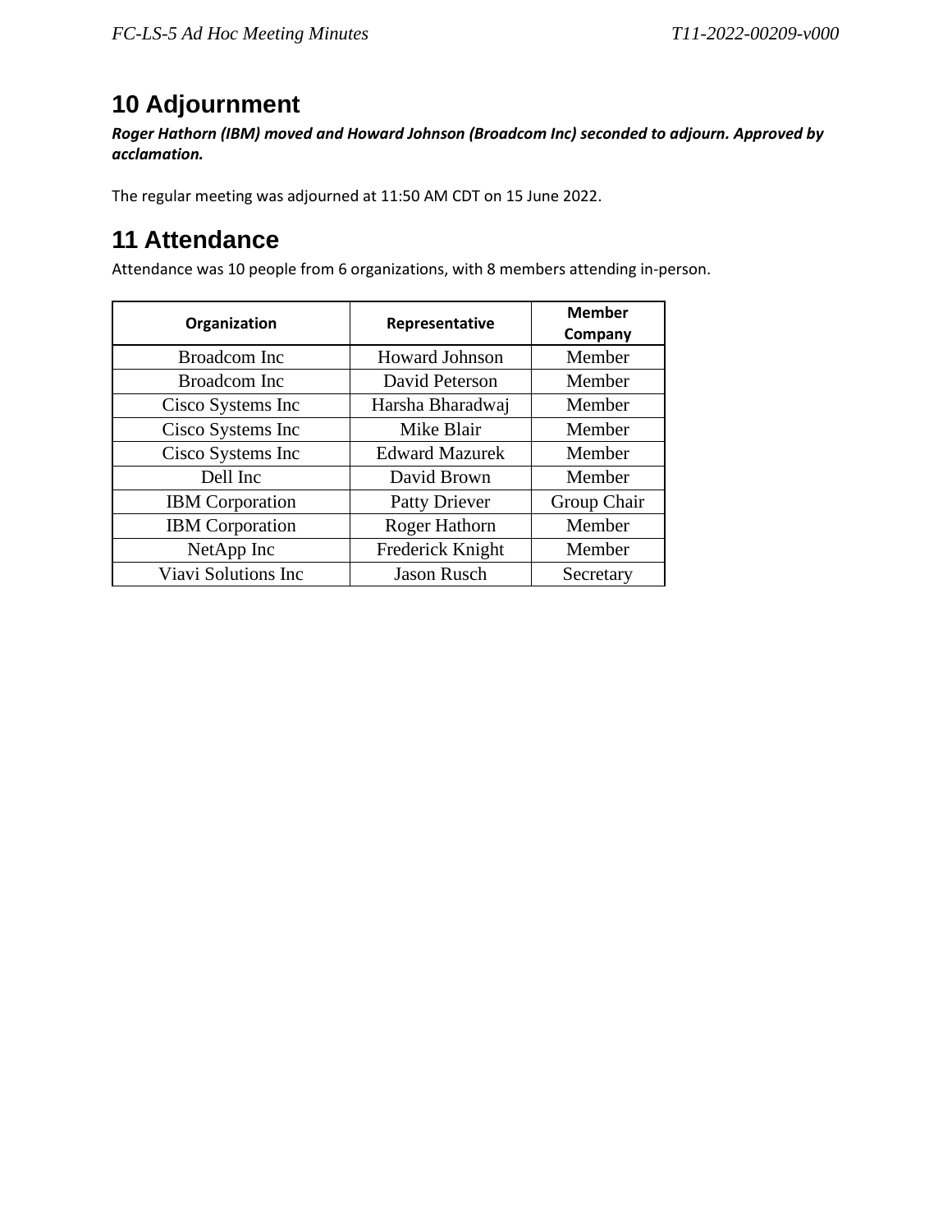# 10 Adjournment

***Roger Hathorn (IBM) moved and Howard Johnson (Broadcom Inc) seconded to adjourn. Approved by acclamation.***

The regular meeting was adjourned at 11:50 AM CDT on 15 June 2022.

# 11 Attendance

Attendance was 10 people from 6 organizations, with 8 members attending in-person.

| Organization | Representative | Member Company |
|---|---|---|
| Broadcom Inc | Howard Johnson | Member |
| Broadcom Inc | David Peterson | Member |
| Cisco Systems Inc | Harsha Bharadwaj | Member |
| Cisco Systems Inc | Mike Blair | Member |
| Cisco Systems Inc | Edward Mazurek | Member |
| Dell Inc | David Brown | Member |
| IBM Corporation | Patty Driever | Group Chair |
| IBM Corporation | Roger Hathorn | Member |
| NetApp Inc | Frederick Knight | Member |
| Viavi Solutions Inc | Jason Rusch | Secretary |